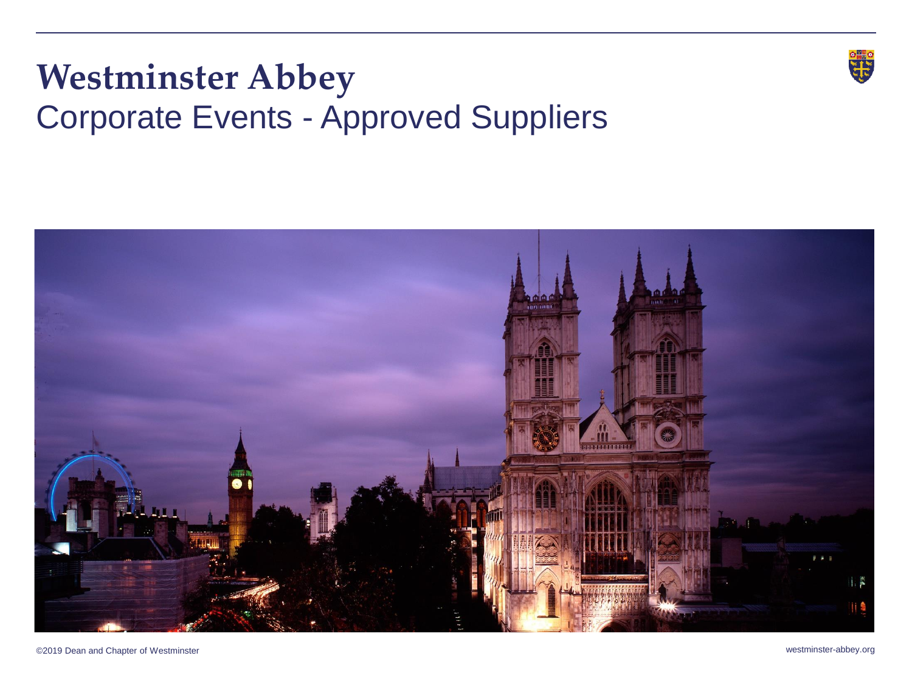# Westminster Abbey

## Corporate Events - Approved Suppliers

©2019 Dean and Chapter of Westminster

westminster-abbey.org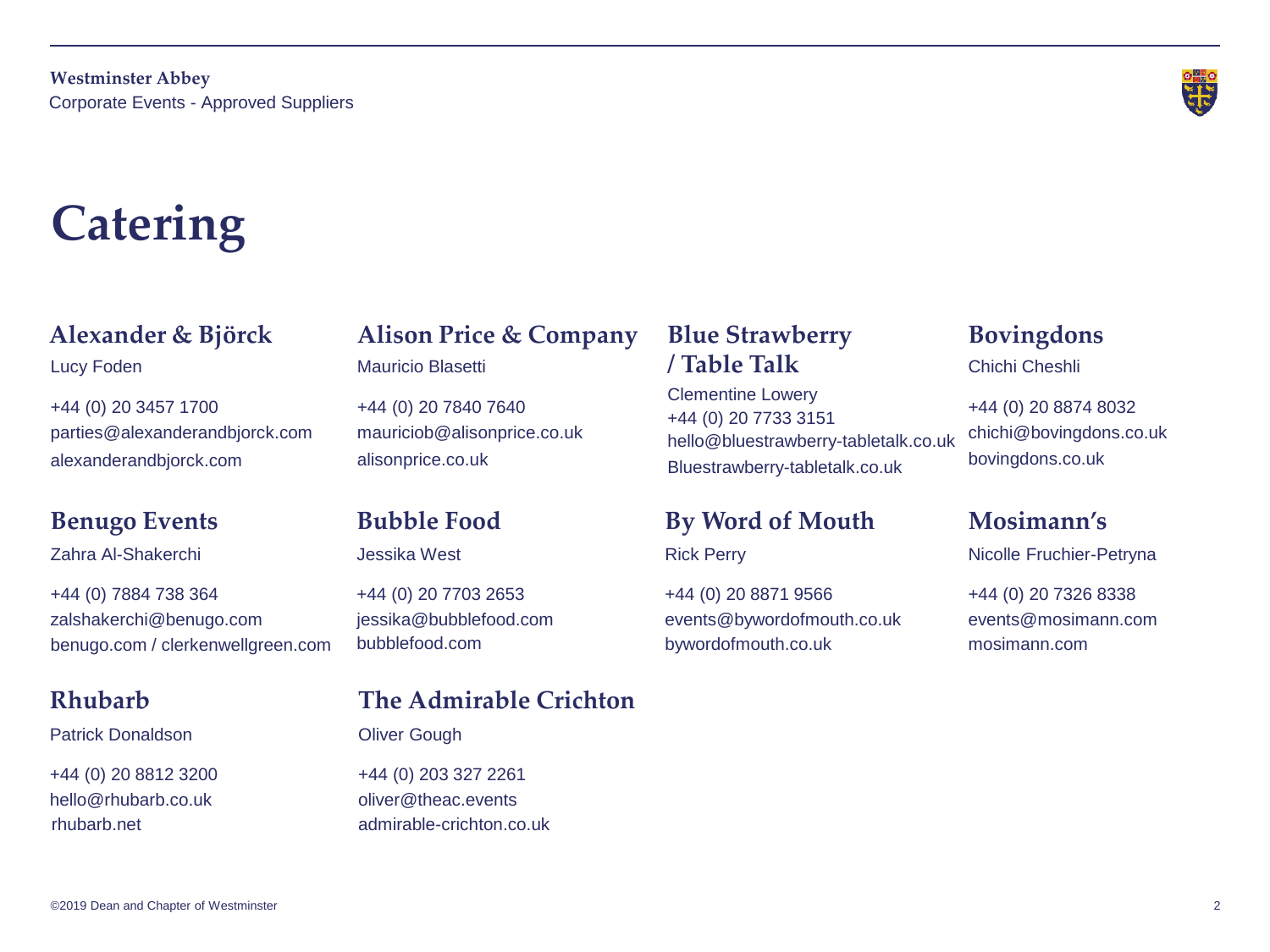Westminster Abbey
Corporate Events - Approved Suppliers

# Catering

### Alexander & Björck

Lucy Foden

+44 (0) 20 3457 1700
parties@alexanderandbjorck.com
alexanderandbjorck.com

### Alison Price & Company

Mauricio Blasetti

+44 (0) 20 7840 7640
mauriciob@alisonprice.co.uk
alisonprice.co.uk

### Blue Strawberry / Table Talk

Clementine Lowery
+44 (0) 20 7733 3151
hello@bluestrawberry-tabletalk.co.uk
Bluestrawberry-tabletalk.co.uk

### Bovingdons

Chichi Cheshli

+44 (0) 20 8874 8032
chichi@bovingdons.co.uk
bovingdons.co.uk

### Benugo Events

Zahra Al-Shakerchi

+44 (0) 7884 738 364
zalshakerchi@benugo.com
benugo.com / clerkenwellgreen.com

### Bubble Food

Jessika West

+44 (0) 20 7703 2653
jessika@bubblefood.com
bubblefood.com

### By Word of Mouth

Rick Perry

+44 (0) 20 8871 9566
events@bywordofmouth.co.uk
bywordofmouth.co.uk

### Mosimann's

Nicolle Fruchier-Petryna

+44 (0) 20 7326 8338
events@mosimann.com
mosimann.com

### Rhubarb

Patrick Donaldson

+44 (0) 20 8812 3200
hello@rhubarb.co.uk
rhubarb.net

### The Admirable Crichton

Oliver Gough

+44 (0) 203 327 2261
oliver@theac.events
admirable-crichton.co.uk

©2019 Dean and Chapter of Westminster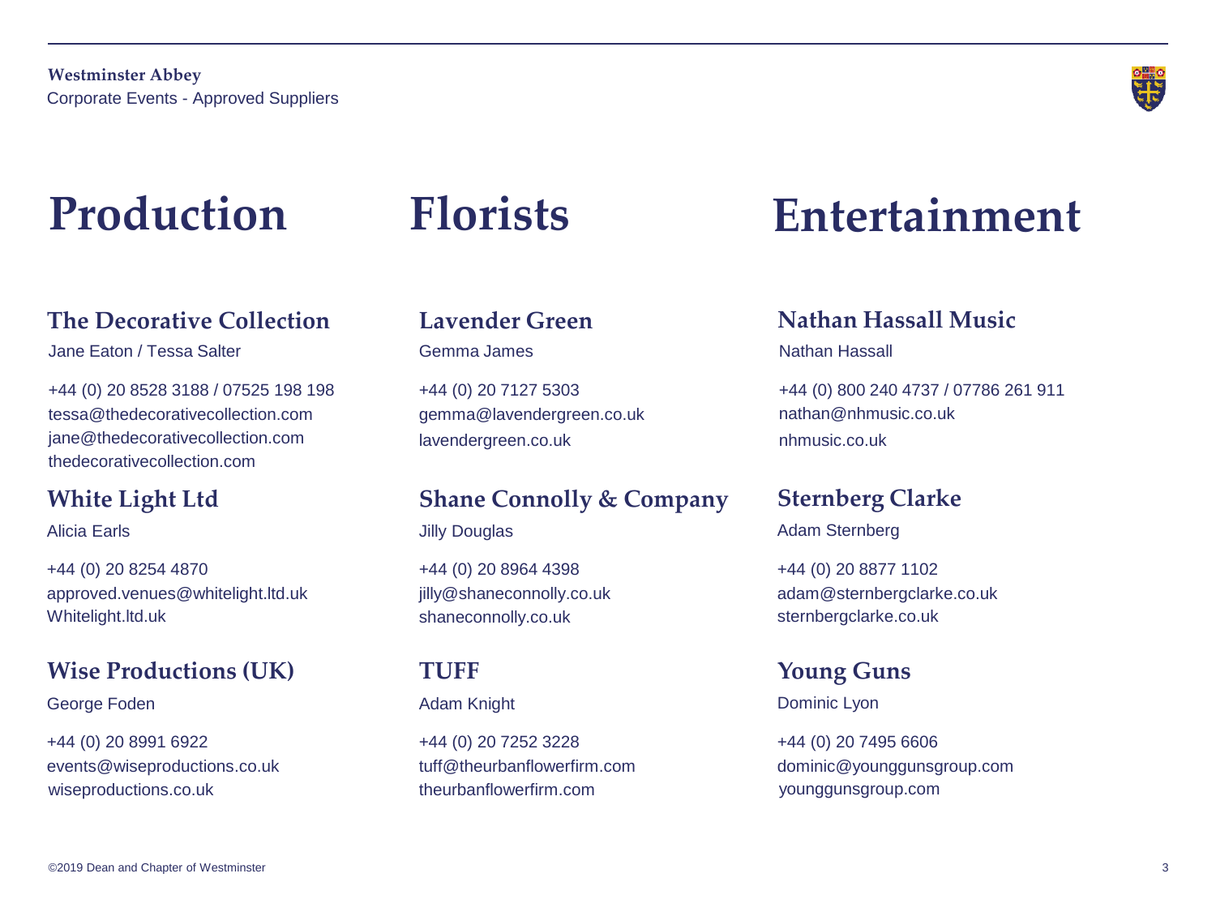# Production

## The Decorative Collection

Jane Eaton / Tessa Salter

+44 (0) 20 8528 3188 / 07525 198 198
tessa@thedecorativecollection.com
jane@thedecorativecollection.com
thedecorativecollection.com

## White Light Ltd

Alicia Earls

+44 (0) 20 8254 4870
approved.venues@whitelight.ltd.uk
Whitelight.ltd.uk

## Wise Productions (UK)

George Foden

+44 (0) 20 8991 6922
events@wiseproductions.co.uk
wiseproductions.co.uk

# Florists

## Lavender Green

Gemma James

+44 (0) 20 7127 5303
gemma@lavendergreen.co.uk
lavendergreen.co.uk

## Shane Connolly & Company

Jilly Douglas

+44 (0) 20 8964 4398
jilly@shaneconnolly.co.uk
shaneconnolly.co.uk

## TUFF

Adam Knight

+44 (0) 20 7252 3228
tuff@theurbanflowerfirm.com
theurbanflowerfirm.com

# Entertainment

## Nathan Hassall Music

Nathan Hassall

+44 (0) 800 240 4737 / 07786 261 911
nathan@nhmusic.co.uk
nhmusic.co.uk

## Sternberg Clarke

Adam Sternberg

+44 (0) 20 8877 1102
adam@sternbergclarke.co.uk
sternbergclarke.co.uk

## Young Guns

Dominic Lyon

+44 (0) 20 7495 6606
dominic@younggunsgroup.com
younggunsgroup.com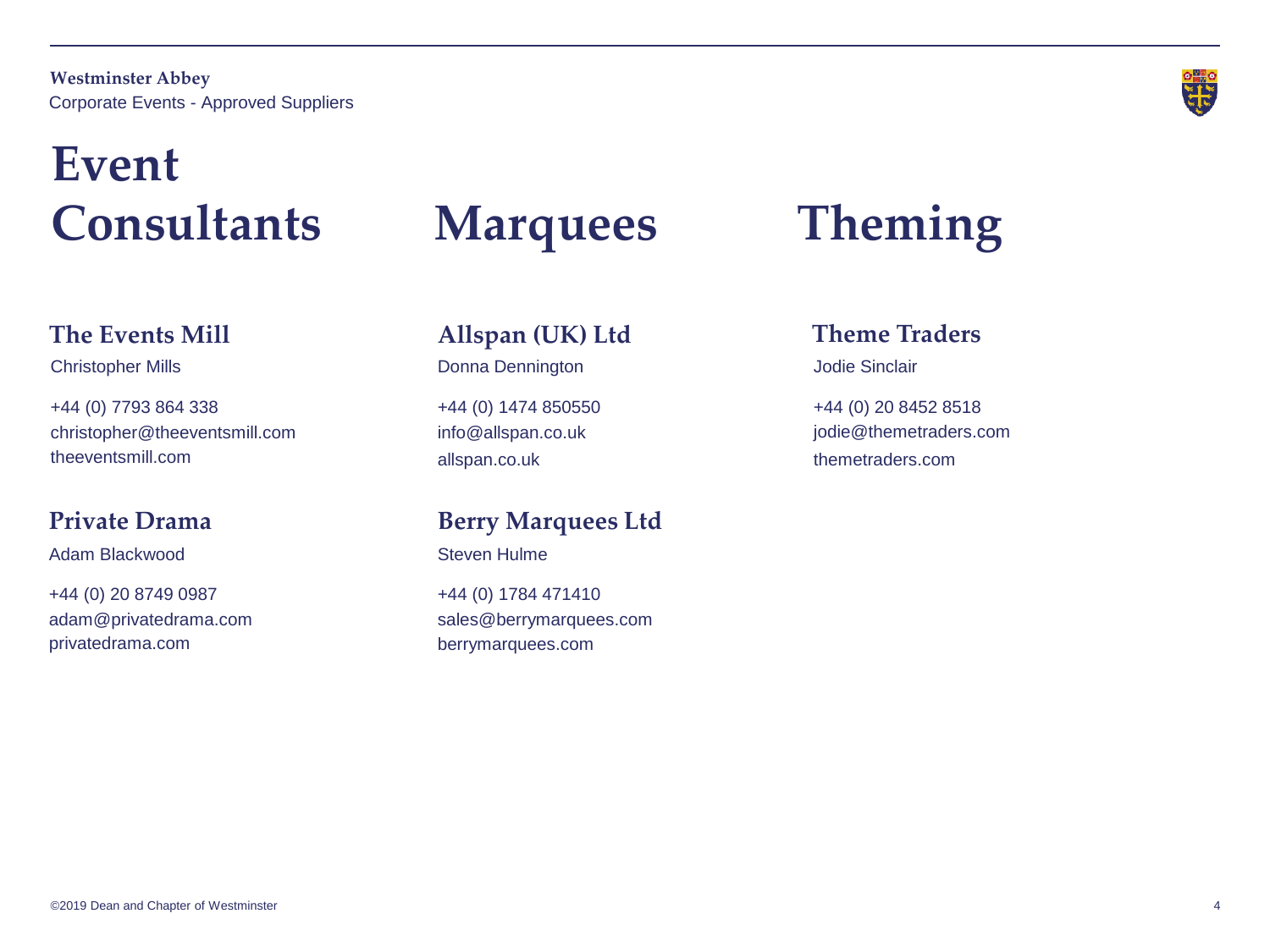**Westminster Abbey**
Corporate Events - Approved Suppliers

# Event Consultants

## The Events Mill

Christopher Mills

+44 (0) 7793 864 338
christopher@theeventsmill.com
theeventsmill.com

## Private Drama

Adam Blackwood

+44 (0) 20 8749 0987
adam@privatedrama.com
privatedrama.com

# Marquees

## Allspan (UK) Ltd

Donna Dennington

+44 (0) 1474 850550
info@allspan.co.uk
allspan.co.uk

## Berry Marquees Ltd

Steven Hulme

+44 (0) 1784 471410
sales@berrymarquees.com
berrymarquees.com

# Theming

## Theme Traders

Jodie Sinclair

+44 (0) 20 8452 8518
jodie@themetraders.com
themetraders.com

©2019 Dean and Chapter of Westminster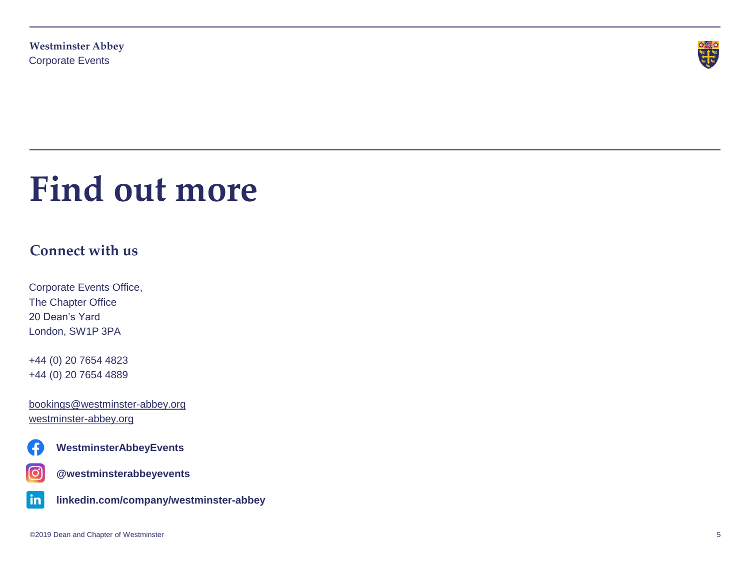# Find out more

## Connect with us

Corporate Events Office,
The Chapter Office
20 Dean's Yard
London, SW1P 3PA

+44 (0) 20 7654 4823
+44 (0) 20 7654 4889

bookings@westminster-abbey.org
westminster-abbey.org

**WestminsterAbbeyEvents**

**@westminsterabbeyevents**

**linkedin.com/company/westminster-abbey**

©2019 Dean and Chapter of Westminster